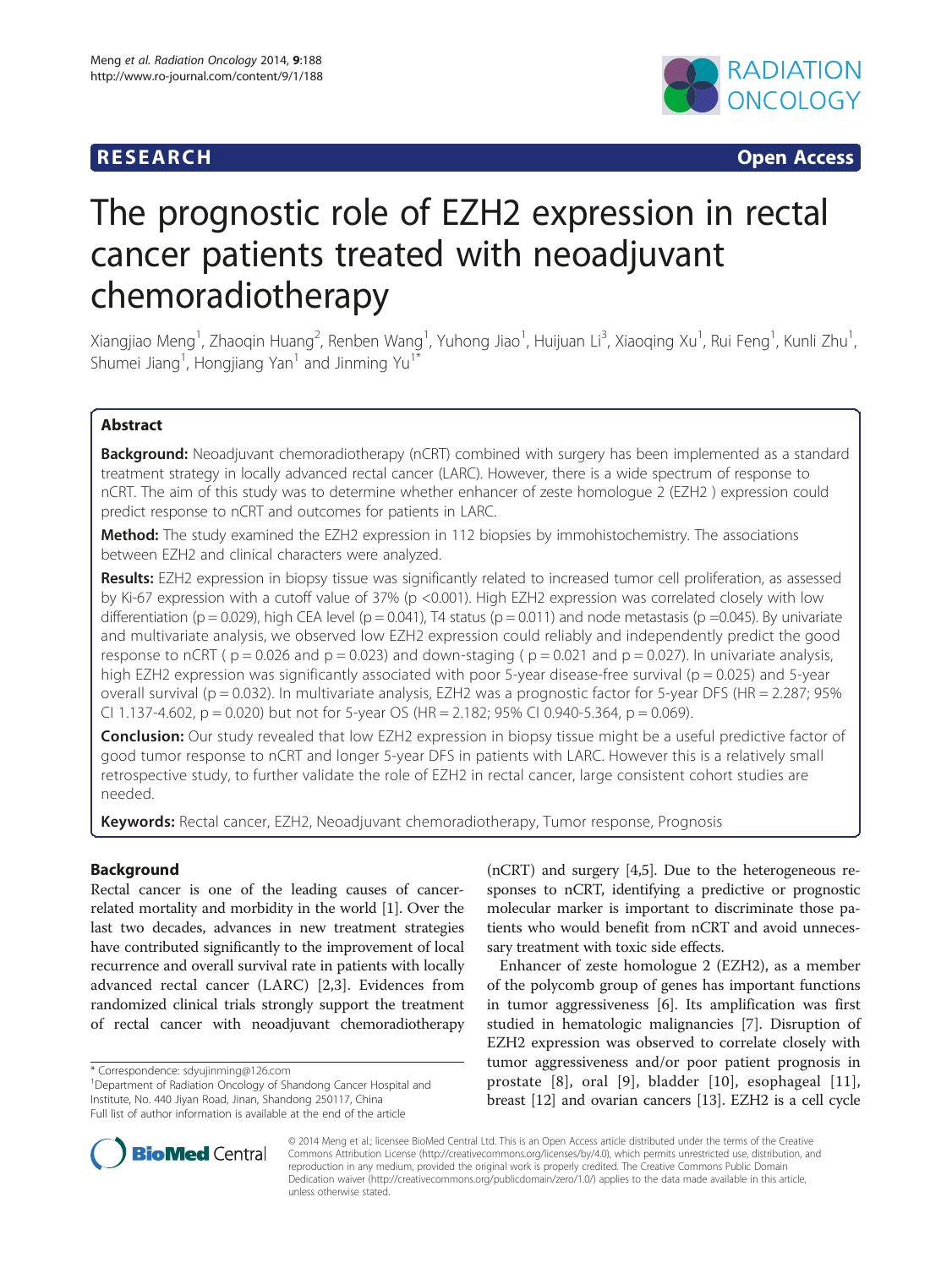**RESEARCH** **Open Access**

# The prognostic role of EZH2 expression in rectal cancer patients treated with neoadjuvant chemoradiotherapy

Xiangjiao Meng[1], Zhaoqin Huang[2], Renben Wang[1], Yuhong Jiao[1], Huijuan Li[3], Xiaoqing Xu[1], Rui Feng[1], Kunli Zhu[1], Shumei Jiang[1], Hongjiang Yan[1] and Jinming Yu[1*]

## Abstract

**Background:** Neoadjuvant chemoradiotherapy (nCRT) combined with surgery has been implemented as a standard treatment strategy in locally advanced rectal cancer (LARC). However, there is a wide spectrum of response to nCRT. The aim of this study was to determine whether enhancer of zeste homologue 2 (EZH2 ) expression could predict response to nCRT and outcomes for patients in LARC.

**Method:** The study examined the EZH2 expression in 112 biopsies by immohistochemistry. The associations between EZH2 and clinical characters were analyzed.

**Results:** EZH2 expression in biopsy tissue was significantly related to increased tumor cell proliferation, as assessed by Ki-67 expression with a cutoff value of 37% (p <0.001). High EZH2 expression was correlated closely with low differentiation (p = 0.029), high CEA level (p = 0.041), T4 status (p = 0.011) and node metastasis (p =0.045). By univariate and multivariate analysis, we observed low EZH2 expression could reliably and independently predict the good response to nCRT ( p = 0.026 and p = 0.023) and down-staging ( p = 0.021 and p = 0.027). In univariate analysis, high EZH2 expression was significantly associated with poor 5-year disease-free survival (p = 0.025) and 5-year overall survival (p = 0.032). In multivariate analysis, EZH2 was a prognostic factor for 5-year DFS (HR = 2.287; 95% CI 1.137-4.602, p = 0.020) but not for 5-year OS (HR = 2.182; 95% CI 0.940-5.364, p = 0.069).

**Conclusion:** Our study revealed that low EZH2 expression in biopsy tissue might be a useful predictive factor of good tumor response to nCRT and longer 5-year DFS in patients with LARC. However this is a relatively small retrospective study, to further validate the role of EZH2 in rectal cancer, large consistent cohort studies are needed.

**Keywords:** Rectal cancer, EZH2, Neoadjuvant chemoradiotherapy, Tumor response, Prognosis

## Background

Rectal cancer is one of the leading causes of cancer-related mortality and morbidity in the world [1]. Over the last two decades, advances in new treatment strategies have contributed significantly to the improvement of local recurrence and overall survival rate in patients with locally advanced rectal cancer (LARC) [2,3]. Evidences from randomized clinical trials strongly support the treatment of rectal cancer with neoadjuvant chemoradiotherapy (nCRT) and surgery [4,5]. Due to the heterogeneous responses to nCRT, identifying a predictive or prognostic molecular marker is important to discriminate those patients who would benefit from nCRT and avoid unnecessary treatment with toxic side effects.

Enhancer of zeste homologue 2 (EZH2), as a member of the polycomb group of genes has important functions in tumor aggressiveness [6]. Its amplification was first studied in hematologic malignancies [7]. Disruption of EZH2 expression was observed to correlate closely with tumor aggressiveness and/or poor patient prognosis in prostate [8], oral [9], bladder [10], esophageal [11], breast [12] and ovarian cancers [13]. EZH2 is a cell cycle

\* Correspondence: sdyujinming@126.com
[1]Department of Radiation Oncology of Shandong Cancer Hospital and Institute, No. 440 Jiyan Road, Jinan, Shandong 250117, China
Full list of author information is available at the end of the article

© 2014 Meng et al.; licensee BioMed Central Ltd. This is an Open Access article distributed under the terms of the Creative Commons Attribution License (http://creativecommons.org/licenses/by/4.0), which permits unrestricted use, distribution, and reproduction in any medium, provided the original work is properly credited. The Creative Commons Public Domain Dedication waiver (http://creativecommons.org/publicdomain/zero/1.0/) applies to the data made available in this article, unless otherwise stated.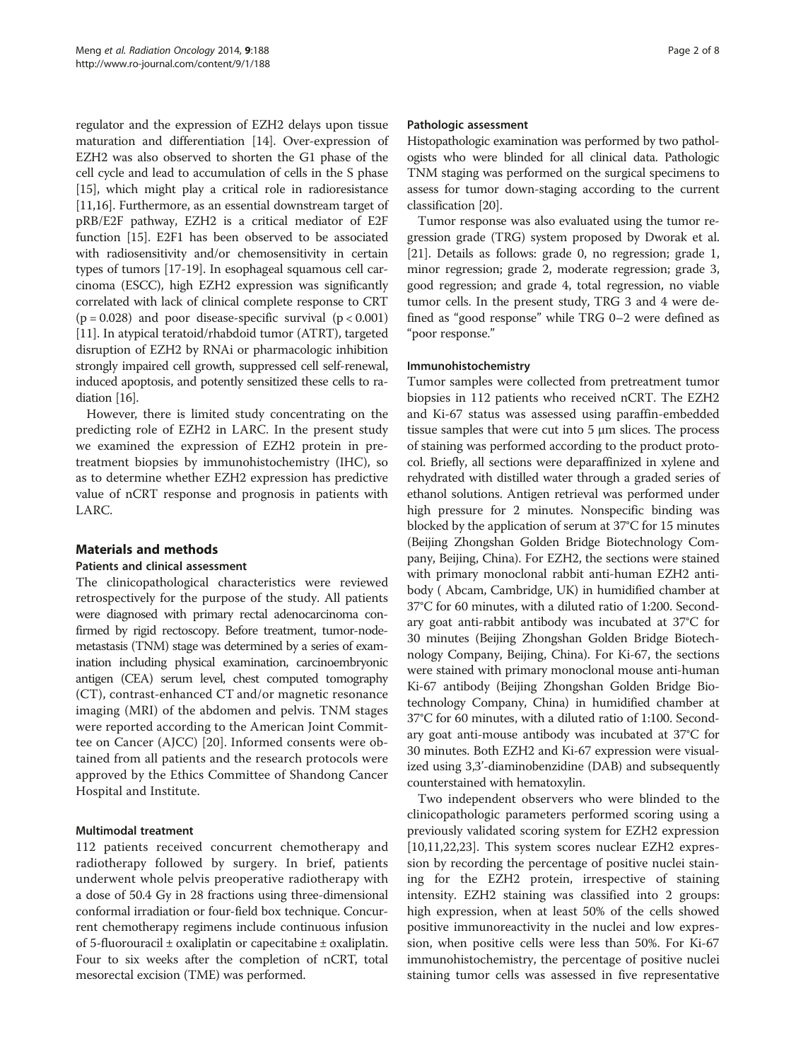regulator and the expression of EZH2 delays upon tissue maturation and differentiation [14]. Over-expression of EZH2 was also observed to shorten the G1 phase of the cell cycle and lead to accumulation of cells in the S phase [15], which might play a critical role in radioresistance [11,16]. Furthermore, as an essential downstream target of pRB/E2F pathway, EZH2 is a critical mediator of E2F function [15]. E2F1 has been observed to be associated with radiosensitivity and/or chemosensitivity in certain types of tumors [17-19]. In esophageal squamous cell carcinoma (ESCC), high EZH2 expression was significantly correlated with lack of clinical complete response to CRT ($p = 0.028$) and poor disease-specific survival ($p < 0.001$) [11]. In atypical teratoid/rhabdoid tumor (ATRT), targeted disruption of EZH2 by RNAi or pharmacologic inhibition strongly impaired cell growth, suppressed cell self-renewal, induced apoptosis, and potently sensitized these cells to radiation [16].

However, there is limited study concentrating on the predicting role of EZH2 in LARC. In the present study we examined the expression of EZH2 protein in pretreatment biopsies by immunohistochemistry (IHC), so as to determine whether EZH2 expression has predictive value of nCRT response and prognosis in patients with LARC.

## Materials and methods

### Patients and clinical assessment

The clinicopathological characteristics were reviewed retrospectively for the purpose of the study. All patients were diagnosed with primary rectal adenocarcinoma confirmed by rigid rectoscopy. Before treatment, tumor-node-metastasis (TNM) stage was determined by a series of examination including physical examination, carcinoembryonic antigen (CEA) serum level, chest computed tomography (CT), contrast-enhanced CT and/or magnetic resonance imaging (MRI) of the abdomen and pelvis. TNM stages were reported according to the American Joint Committee on Cancer (AJCC) [20]. Informed consents were obtained from all patients and the research protocols were approved by the Ethics Committee of Shandong Cancer Hospital and Institute.

### Multimodal treatment

112 patients received concurrent chemotherapy and radiotherapy followed by surgery. In brief, patients underwent whole pelvis preoperative radiotherapy with a dose of 50.4 Gy in 28 fractions using three-dimensional conformal irradiation or four-field box technique. Concurrent chemotherapy regimens include continuous infusion of 5-fluorouracil ± oxaliplatin or capecitabine ± oxaliplatin. Four to six weeks after the completion of nCRT, total mesorectal excision (TME) was performed.

### Pathologic assessment

Histopathologic examination was performed by two pathologists who were blinded for all clinical data. Pathologic TNM staging was performed on the surgical specimens to assess for tumor down-staging according to the current classification [20].

Tumor response was also evaluated using the tumor regression grade (TRG) system proposed by Dworak et al. [21]. Details as follows: grade 0, no regression; grade 1, minor regression; grade 2, moderate regression; grade 3, good regression; and grade 4, total regression, no viable tumor cells. In the present study, TRG 3 and 4 were defined as "good response" while TRG 0–2 were defined as "poor response."

### Immunohistochemistry

Tumor samples were collected from pretreatment tumor biopsies in 112 patients who received nCRT. The EZH2 and Ki-67 status was assessed using paraffin-embedded tissue samples that were cut into 5 μm slices. The process of staining was performed according to the product protocol. Briefly, all sections were deparaffinized in xylene and rehydrated with distilled water through a graded series of ethanol solutions. Antigen retrieval was performed under high pressure for 2 minutes. Nonspecific binding was blocked by the application of serum at 37°C for 15 minutes (Beijing Zhongshan Golden Bridge Biotechnology Company, Beijing, China). For EZH2, the sections were stained with primary monoclonal rabbit anti-human EZH2 antibody ( Abcam, Cambridge, UK) in humidified chamber at 37°C for 60 minutes, with a diluted ratio of 1:200. Secondary goat anti-rabbit antibody was incubated at 37°C for 30 minutes (Beijing Zhongshan Golden Bridge Biotechnology Company, Beijing, China). For Ki-67, the sections were stained with primary monoclonal mouse anti-human Ki-67 antibody (Beijing Zhongshan Golden Bridge Biotechnology Company, China) in humidified chamber at 37°C for 60 minutes, with a diluted ratio of 1:100. Secondary goat anti-mouse antibody was incubated at 37°C for 30 minutes. Both EZH2 and Ki-67 expression were visualized using 3,3'-diaminobenzidine (DAB) and subsequently counterstained with hematoxylin.

Two independent observers who were blinded to the clinicopathologic parameters performed scoring using a previously validated scoring system for EZH2 expression [10,11,22,23]. This system scores nuclear EZH2 expression by recording the percentage of positive nuclei staining for the EZH2 protein, irrespective of staining intensity. EZH2 staining was classified into 2 groups: high expression, when at least 50% of the cells showed positive immunoreactivity in the nuclei and low expression, when positive cells were less than 50%. For Ki-67 immunohistochemistry, the percentage of positive nuclei staining tumor cells was assessed in five representative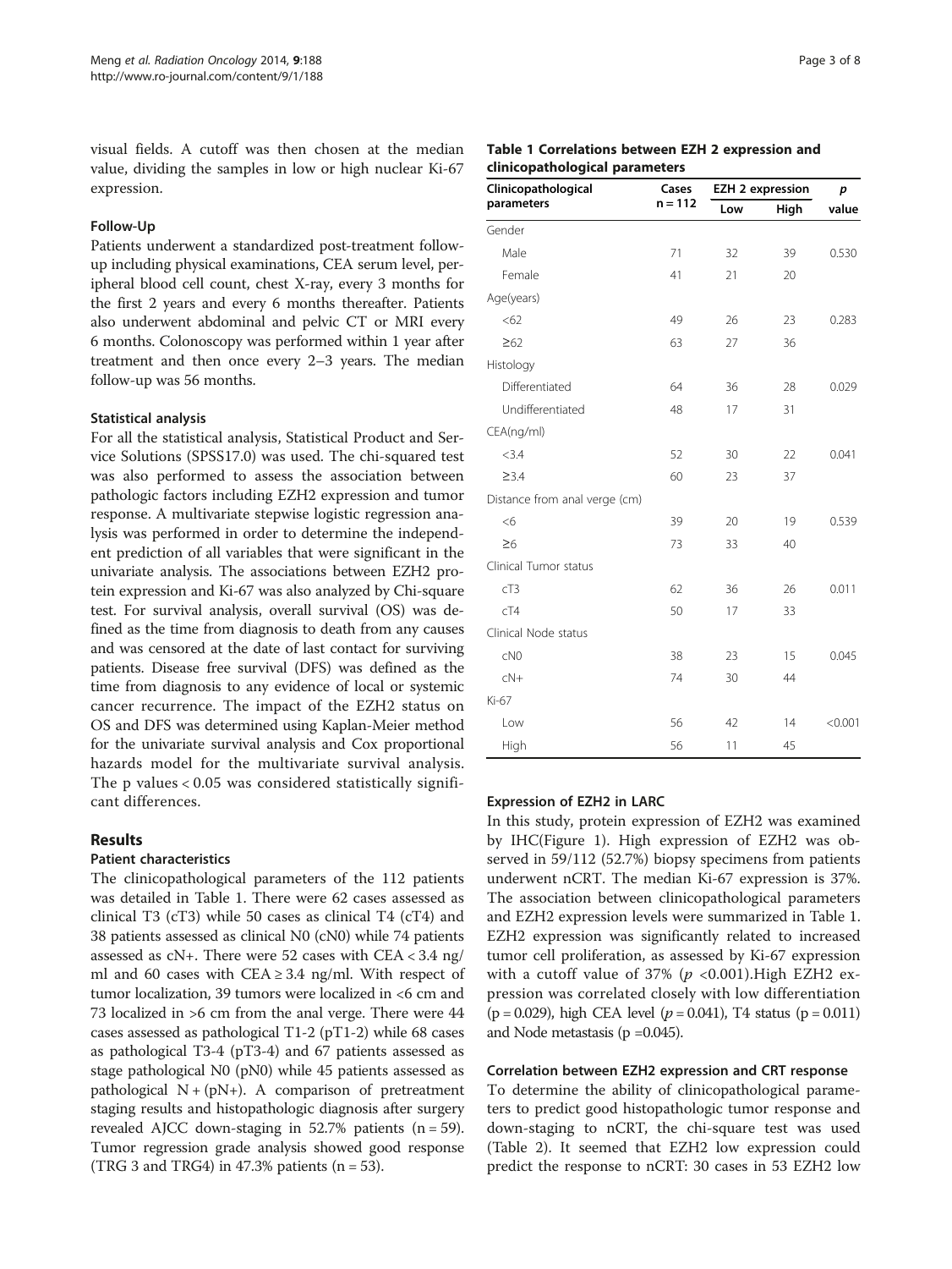visual fields. A cutoff was then chosen at the median value, dividing the samples in low or high nuclear Ki-67 expression.

### Follow-Up

Patients underwent a standardized post-treatment follow-up including physical examinations, CEA serum level, peripheral blood cell count, chest X-ray, every 3 months for the first 2 years and every 6 months thereafter. Patients also underwent abdominal and pelvic CT or MRI every 6 months. Colonoscopy was performed within 1 year after treatment and then once every 2–3 years. The median follow-up was 56 months.

### Statistical analysis

For all the statistical analysis, Statistical Product and Service Solutions (SPSS17.0) was used. The chi-squared test was also performed to assess the association between pathologic factors including EZH2 expression and tumor response. A multivariate stepwise logistic regression analysis was performed in order to determine the independent prediction of all variables that were significant in the univariate analysis. The associations between EZH2 protein expression and Ki-67 was also analyzed by Chi-square test. For survival analysis, overall survival (OS) was defined as the time from diagnosis to death from any causes and was censored at the date of last contact for surviving patients. Disease free survival (DFS) was defined as the time from diagnosis to any evidence of local or systemic cancer recurrence. The impact of the EZH2 status on OS and DFS was determined using Kaplan-Meier method for the univariate survival analysis and Cox proportional hazards model for the multivariate survival analysis. The p values < 0.05 was considered statistically significant differences.

## Results

### Patient characteristics

The clinicopathological parameters of the 112 patients was detailed in Table 1. There were 62 cases assessed as clinical T3 (cT3) while 50 cases as clinical T4 (cT4) and 38 patients assessed as clinical N0 (cN0) while 74 patients assessed as cN+. There were 52 cases with CEA < 3.4 ng/ml and 60 cases with CEA ≥ 3.4 ng/ml. With respect of tumor localization, 39 tumors were localized in <6 cm and 73 localized in >6 cm from the anal verge. There were 44 cases assessed as pathological T1-2 (pT1-2) while 68 cases as pathological T3-4 (pT3-4) and 67 patients assessed as stage pathological N0 (pN0) while 45 patients assessed as pathological N + (pN+). A comparison of pretreatment staging results and histopathologic diagnosis after surgery revealed AJCC down-staging in 52.7% patients (n = 59). Tumor regression grade analysis showed good response (TRG 3 and TRG4) in 47.3% patients (n = 53).

**Table 1 Correlations between EZH 2 expression and clinicopathological parameters**

| Clinicopathological parameters | Cases n = 112 | EZH 2 expression | | *p* value |
|---|---|---|---|---|
| | | Low | High | |
| Gender | | | | |
| Male | 71 | 32 | 39 | 0.530 |
| Female | 41 | 21 | 20 | |
| Age(years) | | | | |
| <62 | 49 | 26 | 23 | 0.283 |
| ≥62 | 63 | 27 | 36 | |
| Histology | | | | |
| Differentiated | 64 | 36 | 28 | 0.029 |
| Undifferentiated | 48 | 17 | 31 | |
| CEA(ng/ml) | | | | |
| <3.4 | 52 | 30 | 22 | 0.041 |
| ≥3.4 | 60 | 23 | 37 | |
| Distance from anal verge (cm) | | | | |
| <6 | 39 | 20 | 19 | 0.539 |
| ≥6 | 73 | 33 | 40 | |
| Clinical Tumor status | | | | |
| cT3 | 62 | 36 | 26 | 0.011 |
| cT4 | 50 | 17 | 33 | |
| Clinical Node status | | | | |
| cN0 | 38 | 23 | 15 | 0.045 |
| cN+ | 74 | 30 | 44 | |
| Ki-67 | | | | |
| Low | 56 | 42 | 14 | <0.001 |
| High | 56 | 11 | 45 | |

### Expression of EZH2 in LARC

In this study, protein expression of EZH2 was examined by IHC(Figure 1). High expression of EZH2 was observed in 59/112 (52.7%) biopsy specimens from patients underwent nCRT. The median Ki-67 expression is 37%. The association between clinicopathological parameters and EZH2 expression levels were summarized in Table 1. EZH2 expression was significantly related to increased tumor cell proliferation, as assessed by Ki-67 expression with a cutoff value of 37% ($p$ <0.001).High EZH2 expression was correlated closely with low differentiation (p = 0.029), high CEA level ($p$ = 0.041), T4 status (p = 0.011) and Node metastasis (p =0.045).

### Correlation between EZH2 expression and CRT response

To determine the ability of clinicopathological parameters to predict good histopathologic tumor response and down-staging to nCRT, the chi-square test was used (Table 2). It seemed that EZH2 low expression could predict the response to nCRT: 30 cases in 53 EZH2 low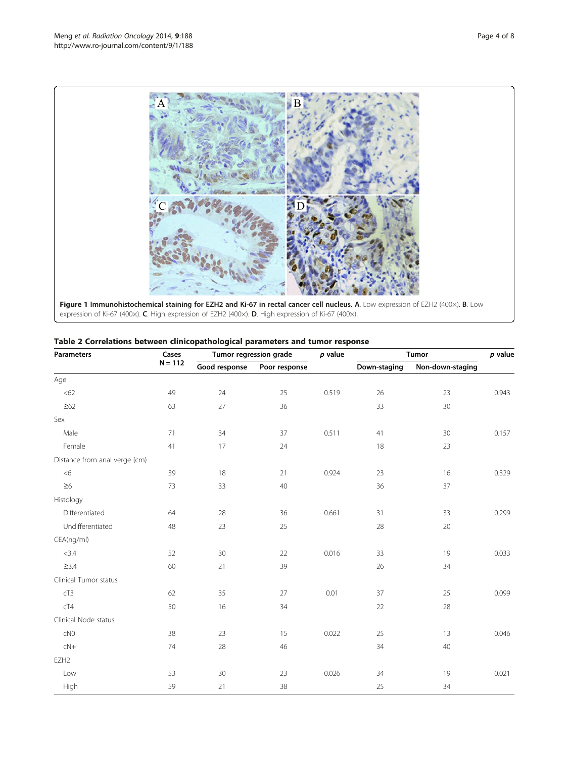**Figure 1 Immunohistochemical staining for EZH2 and Ki-67 in rectal cancer cell nucleus. A**. Low expression of EZH2 (400×). **B**. Low expression of Ki-67 (400×). **C**. High expression of EZH2 (400×). **D**. High expression of Ki-67 (400×).

**Table 2 Correlations between clinicopathological parameters and tumor response**

| Parameters | Cases N = 112 | Tumor regression grade | | *p* value | Tumor | | *p* value |
|---|---|---|---|---|---|---|---|
| | | Good response | Poor response | | Down-staging | Non-down-staging | |
| Age | | | | | | | |
| <62 | 49 | 24 | 25 | 0.519 | 26 | 23 | 0.943 |
| ≥62 | 63 | 27 | 36 | | 33 | 30 | |
| Sex | | | | | | | |
| Male | 71 | 34 | 37 | 0.511 | 41 | 30 | 0.157 |
| Female | 41 | 17 | 24 | | 18 | 23 | |
| Distance from anal verge (cm) | | | | | | | |
| <6 | 39 | 18 | 21 | 0.924 | 23 | 16 | 0.329 |
| ≥6 | 73 | 33 | 40 | | 36 | 37 | |
| Histology | | | | | | | |
| Differentiated | 64 | 28 | 36 | 0.661 | 31 | 33 | 0.299 |
| Undifferentiated | 48 | 23 | 25 | | 28 | 20 | |
| CEA(ng/ml) | | | | | | | |
| <3.4 | 52 | 30 | 22 | 0.016 | 33 | 19 | 0.033 |
| ≥3.4 | 60 | 21 | 39 | | 26 | 34 | |
| Clinical Tumor status | | | | | | | |
| cT3 | 62 | 35 | 27 | 0.01 | 37 | 25 | 0.099 |
| cT4 | 50 | 16 | 34 | | 22 | 28 | |
| Clinical Node status | | | | | | | |
| cN0 | 38 | 23 | 15 | 0.022 | 25 | 13 | 0.046 |
| cN+ | 74 | 28 | 46 | | 34 | 40 | |
| EZH2 | | | | | | | |
| Low | 53 | 30 | 23 | 0.026 | 34 | 19 | 0.021 |
| High | 59 | 21 | 38 | | 25 | 34 | |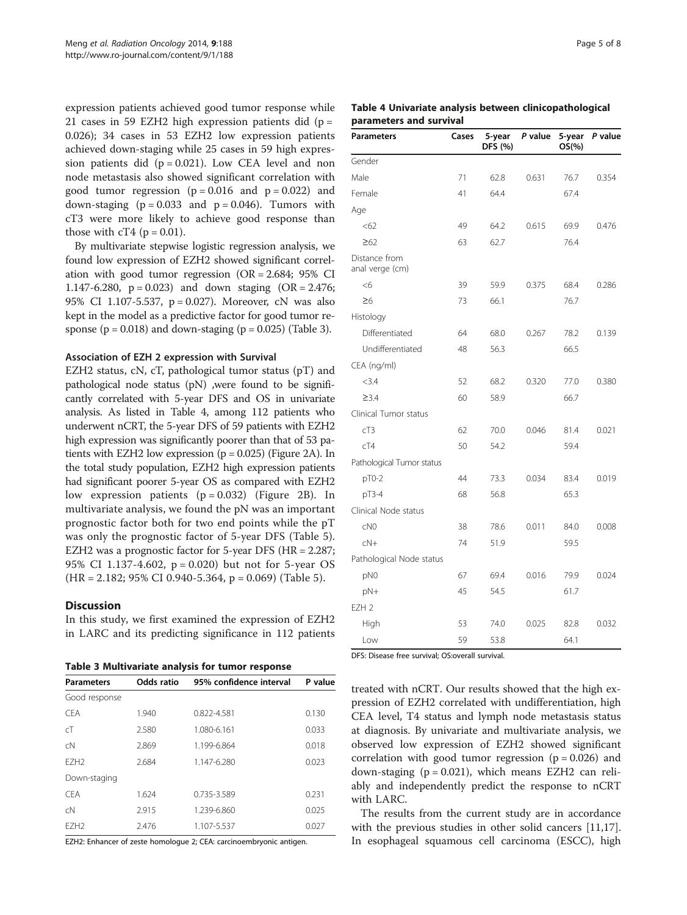expression patients achieved good tumor response while 21 cases in 59 EZH2 high expression patients did (p = 0.026); 34 cases in 53 EZH2 low expression patients achieved down-staging while 25 cases in 59 high expression patients did (p = 0.021). Low CEA level and non node metastasis also showed significant correlation with good tumor regression (p = 0.016 and p = 0.022) and down-staging (p = 0.033 and p = 0.046). Tumors with cT3 were more likely to achieve good response than those with cT4 (p = 0.01).

By multivariate stepwise logistic regression analysis, we found low expression of EZH2 showed significant correlation with good tumor regression (OR = 2.684; 95% CI 1.147-6.280, p = 0.023) and down staging (OR = 2.476; 95% CI 1.107-5.537, p = 0.027). Moreover, cN was also kept in the model as a predictive factor for good tumor response (p = 0.018) and down-staging (p = 0.025) (Table 3).

### Association of EZH 2 expression with Survival

EZH2 status, cN, cT, pathological tumor status (pT) and pathological node status (pN) ,were found to be significantly correlated with 5-year DFS and OS in univariate analysis. As listed in Table 4, among 112 patients who underwent nCRT, the 5-year DFS of 59 patients with EZH2 high expression was significantly poorer than that of 53 patients with EZH2 low expression (p = 0.025) (Figure 2A). In the total study population, EZH2 high expression patients had significant poorer 5-year OS as compared with EZH2 low expression patients (p = 0.032) (Figure 2B). In multivariate analysis, we found the pN was an important prognostic factor both for two end points while the pT was only the prognostic factor of 5-year DFS (Table 5). EZH2 was a prognostic factor for 5-year DFS (HR = 2.287; 95% CI 1.137-4.602, p = 0.020) but not for 5-year OS (HR = 2.182; 95% CI 0.940-5.364, p = 0.069) (Table 5).

## Discussion

In this study, we first examined the expression of EZH2 in LARC and its predicting significance in 112 patients treated with nCRT. Our results showed that the high expression of EZH2 correlated with undifferentiation, high CEA level, T4 status and lymph node metastasis status at diagnosis. By univariate and multivariate analysis, we observed low expression of EZH2 showed significant correlation with good tumor regression (p = 0.026) and down-staging (p = 0.021), which means EZH2 can reliably and independently predict the response to nCRT with LARC.

The results from the current study are in accordance with the previous studies in other solid cancers [11,17]. In esophageal squamous cell carcinoma (ESCC), high

**Table 3 Multivariate analysis for tumor response**

| Parameters | Odds ratio | 95% confidence interval | P value |
|---|---|---|---|
| Good response | | | |
| CEA | 1.940 | 0.822-4.581 | 0.130 |
| cT | 2.580 | 1.080-6.161 | 0.033 |
| cN | 2.869 | 1.199-6.864 | 0.018 |
| EZH2 | 2.684 | 1.147-6.280 | 0.023 |
| Down-staging | | | |
| CEA | 1.624 | 0.735-3.589 | 0.231 |
| cN | 2.915 | 1.239-6.860 | 0.025 |
| EZH2 | 2.476 | 1.107-5.537 | 0.027 |

EZH2: Enhancer of zeste homologue 2; CEA: carcinoembryonic antigen.

**Table 4 Univariate analysis between clinicopathological parameters and survival**

| Parameters | Cases | 5-year DFS (%) | P value | 5-year OS(%) | P value |
|---|---|---|---|---|---|
| Gender | | | | | |
| Male | 71 | 62.8 | 0.631 | 76.7 | 0.354 |
| Female | 41 | 64.4 | | 67.4 | |
| Age | | | | | |
| <62 | 49 | 64.2 | 0.615 | 69.9 | 0.476 |
| ≥62 | 63 | 62.7 | | 76.4 | |
| Distance from anal verge (cm) | | | | | |
| <6 | 39 | 59.9 | 0.375 | 68.4 | 0.286 |
| ≥6 | 73 | 66.1 | | 76.7 | |
| Histology | | | | | |
| Differentiated | 64 | 68.0 | 0.267 | 78.2 | 0.139 |
| Undifferentiated | 48 | 56.3 | | 66.5 | |
| CEA (ng/ml) | | | | | |
| <3.4 | 52 | 68.2 | 0.320 | 77.0 | 0.380 |
| ≥3.4 | 60 | 58.9 | | 66.7 | |
| Clinical Tumor status | | | | | |
| cT3 | 62 | 70.0 | 0.046 | 81.4 | 0.021 |
| cT4 | 50 | 54.2 | | 59.4 | |
| Pathological Tumor status | | | | | |
| pT0-2 | 44 | 73.3 | 0.034 | 83.4 | 0.019 |
| pT3-4 | 68 | 56.8 | | 65.3 | |
| Clinical Node status | | | | | |
| cN0 | 38 | 78.6 | 0.011 | 84.0 | 0.008 |
| cN+ | 74 | 51.9 | | 59.5 | |
| Pathological Node status | | | | | |
| pN0 | 67 | 69.4 | 0.016 | 79.9 | 0.024 |
| pN+ | 45 | 54.5 | | 61.7 | |
| EZH 2 | | | | | |
| High | 53 | 74.0 | 0.025 | 82.8 | 0.032 |
| Low | 59 | 53.8 | | 64.1 | |

DFS: Disease free survival; OS:overall survival.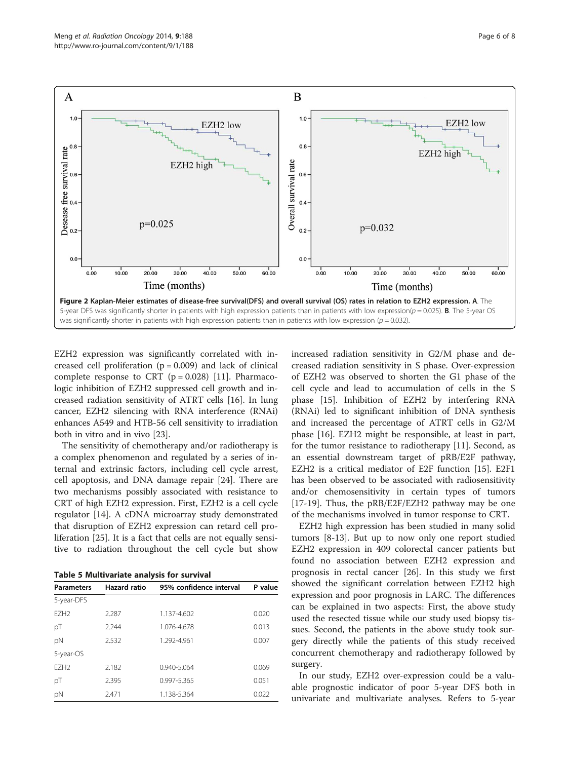Figure 2 Kaplan-Meier estimates of disease-free survival(DFS) and overall survival (OS) rates in relation to EZH2 expression. A. The 5-year DFS was significantly shorter in patients with high expression patients than in patients with low expression($p = 0.025$). **B**. The 5-year OS was significantly shorter in patients with high expression patients than in patients with low expression ($p = 0.032$).

EZH2 expression was significantly correlated with increased cell proliferation ($p = 0.009$) and lack of clinical complete response to CRT ($p = 0.028$) [11]. Pharmacologic inhibition of EZH2 suppressed cell growth and increased radiation sensitivity of ATRT cells [16]. In lung cancer, EZH2 silencing with RNA interference (RNAi) enhances A549 and HTB-56 cell sensitivity to irradiation both in vitro and in vivo [23].

The sensitivity of chemotherapy and/or radiotherapy is a complex phenomenon and regulated by a series of internal and extrinsic factors, including cell cycle arrest, cell apoptosis, and DNA damage repair [24]. There are two mechanisms possibly associated with resistance to CRT of high EZH2 expression. First, EZH2 is a cell cycle regulator [14]. A cDNA microarray study demonstrated that disruption of EZH2 expression can retard cell proliferation [25]. It is a fact that cells are not equally sensitive to radiation throughout the cell cycle but show increased radiation sensitivity in G2/M phase and decreased radiation sensitivity in S phase. Over-expression of EZH2 was observed to shorten the G1 phase of the cell cycle and lead to accumulation of cells in the S phase [15]. Inhibition of EZH2 by interfering RNA (RNAi) led to significant inhibition of DNA synthesis and increased the percentage of ATRT cells in G2/M phase [16]. EZH2 might be responsible, at least in part, for the tumor resistance to radiotherapy [11]. Second, as an essential downstream target of pRB/E2F pathway, EZH2 is a critical mediator of E2F function [15]. E2F1 has been observed to be associated with radiosensitivity and/or chemosensitivity in certain types of tumors [17-19]. Thus, the pRB/E2F/EZH2 pathway may be one of the mechanisms involved in tumor response to CRT.

**Table 5 Multivariate analysis for survival**

| Parameters | Hazard ratio | 95% confidence interval | P value |
|---|---|---|---|
| 5-year-DFS | | | |
| EZH2 | 2.287 | 1.137-4.602 | 0.020 |
| pT | 2.244 | 1.076-4.678 | 0.013 |
| pN | 2.532 | 1.292-4.961 | 0.007 |
| 5-year-OS | | | |
| EZH2 | 2.182 | 0.940-5.064 | 0.069 |
| pT | 2.395 | 0.997-5.365 | 0.051 |
| pN | 2.471 | 1.138-5.364 | 0.022 |

EZH2 high expression has been studied in many solid tumors [8-13]. But up to now only one report studied EZH2 expression in 409 colorectal cancer patients but found no association between EZH2 expression and prognosis in rectal cancer [26]. In this study we first showed the significant correlation between EZH2 high expression and poor prognosis in LARC. The differences can be explained in two aspects: First, the above study used the resected tissue while our study used biopsy tissues. Second, the patients in the above study took surgery directly while the patients of this study received concurrent chemotherapy and radiotherapy followed by surgery.

In our study, EZH2 over-expression could be a valuable prognostic indicator of poor 5-year DFS both in univariate and multivariate analyses. Refers to 5-year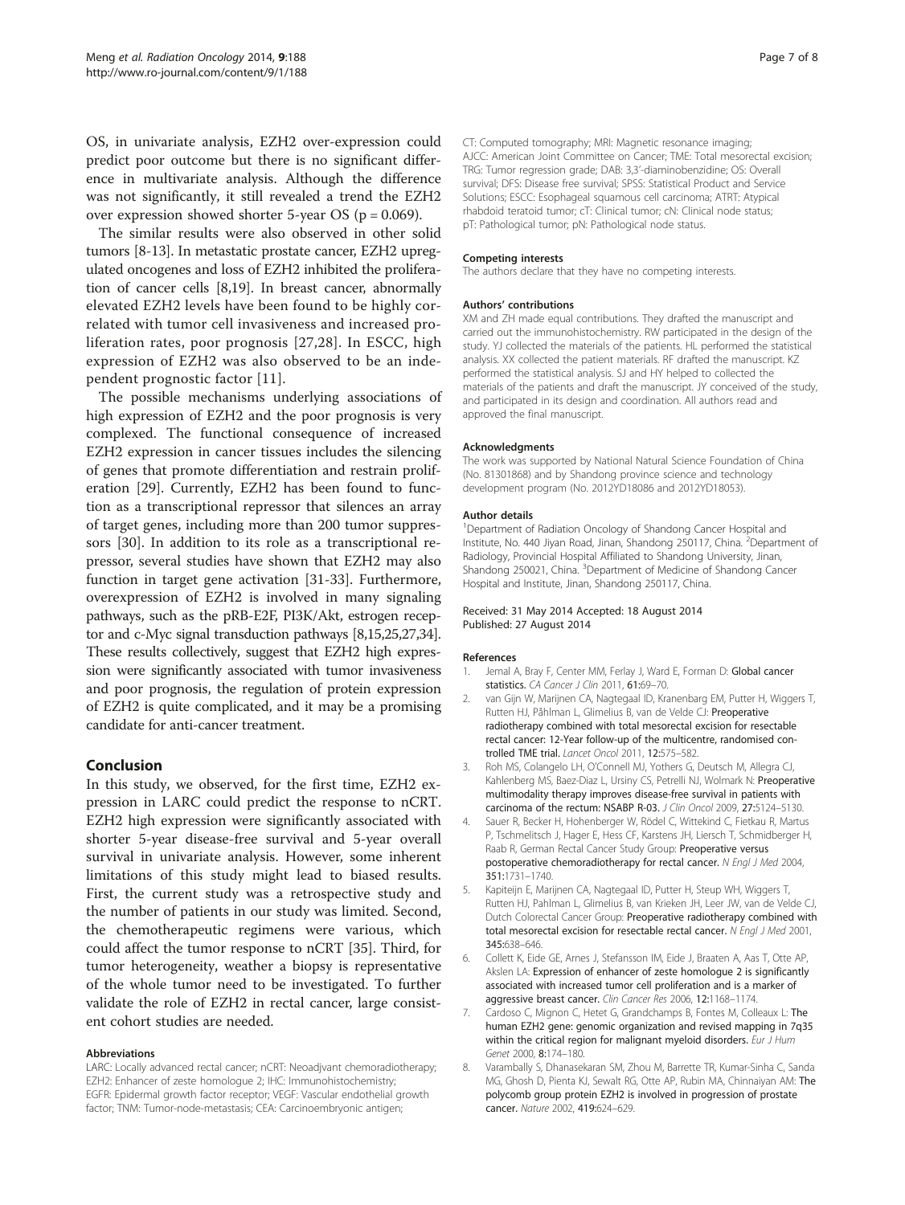OS, in univariate analysis, EZH2 over-expression could predict poor outcome but there is no significant difference in multivariate analysis. Although the difference was not significantly, it still revealed a trend the EZH2 over expression showed shorter 5-year OS ($p = 0.069$).

The similar results were also observed in other solid tumors [8-13]. In metastatic prostate cancer, EZH2 upregulated oncogenes and loss of EZH2 inhibited the proliferation of cancer cells [8,19]. In breast cancer, abnormally elevated EZH2 levels have been found to be highly correlated with tumor cell invasiveness and increased proliferation rates, poor prognosis [27,28]. In ESCC, high expression of EZH2 was also observed to be an independent prognostic factor [11].

The possible mechanisms underlying associations of high expression of EZH2 and the poor prognosis is very complexed. The functional consequence of increased EZH2 expression in cancer tissues includes the silencing of genes that promote differentiation and restrain proliferation [29]. Currently, EZH2 has been found to function as a transcriptional repressor that silences an array of target genes, including more than 200 tumor suppressors [30]. In addition to its role as a transcriptional repressor, several studies have shown that EZH2 may also function in target gene activation [31-33]. Furthermore, overexpression of EZH2 is involved in many signaling pathways, such as the pRB-E2F, PI3K/Akt, estrogen receptor and c-Myc signal transduction pathways [8,15,25,27,34]. These results collectively, suggest that EZH2 high expression were significantly associated with tumor invasiveness and poor prognosis, the regulation of protein expression of EZH2 is quite complicated, and it may be a promising candidate for anti-cancer treatment.

## Conclusion

In this study, we observed, for the first time, EZH2 expression in LARC could predict the response to nCRT. EZH2 high expression were significantly associated with shorter 5-year disease-free survival and 5-year overall survival in univariate analysis. However, some inherent limitations of this study might lead to biased results. First, the current study was a retrospective study and the number of patients in our study was limited. Second, the chemotherapeutic regimens were various, which could affect the tumor response to nCRT [35]. Third, for tumor heterogeneity, weather a biopsy is representative of the whole tumor need to be investigated. To further validate the role of EZH2 in rectal cancer, large consistent cohort studies are needed.

#### Abbreviations

LARC: Locally advanced rectal cancer; nCRT: Neoadjvant chemoradiotherapy; EZH2: Enhancer of zeste homologue 2; IHC: Immunohistochemistry; EGFR: Epidermal growth factor receptor; VEGF: Vascular endothelial growth factor; TNM: Tumor-node-metastasis; CEA: Carcinoembryonic antigen; CT: Computed tomography; MRI: Magnetic resonance imaging; AJCC: American Joint Committee on Cancer; TME: Total mesorectal excision; TRG: Tumor regression grade; DAB: 3,3'-diaminobenzidine; OS: Overall survival; DFS: Disease free survival; SPSS: Statistical Product and Service Solutions; ESCC: Esophageal squamous cell carcinoma; ATRT: Atypical rhabdoid teratoid tumor; cT: Clinical tumor; cN: Clinical node status; pT: Pathological tumor; pN: Pathological node status.

#### Competing interests

The authors declare that they have no competing interests.

#### Authors' contributions

XM and ZH made equal contributions. They drafted the manuscript and carried out the immunohistochemistry. RW participated in the design of the study. YJ collected the materials of the patients. HL performed the statistical analysis. XX collected the patient materials. RF drafted the manuscript. KZ performed the statistical analysis. SJ and HY helped to collected the materials of the patients and draft the manuscript. JY conceived of the study, and participated in its design and coordination. All authors read and approved the final manuscript.

#### Acknowledgments

The work was supported by National Natural Science Foundation of China (No. 81301868) and by Shandong province science and technology development program (No. 2012YD18086 and 2012YD18053).

#### Author details

[1]Department of Radiation Oncology of Shandong Cancer Hospital and Institute, No. 440 Jiyan Road, Jinan, Shandong 250117, China. [2]Department of Radiology, Provincial Hospital Affiliated to Shandong University, Jinan, Shandong 250021, China. [3]Department of Medicine of Shandong Cancer Hospital and Institute, Jinan, Shandong 250117, China.

Received: 31 May 2014 Accepted: 18 August 2014
Published: 27 August 2014

#### References

1. Jemal A, Bray F, Center MM, Ferlay J, Ward E, Forman D: **Global cancer statistics.** *CA Cancer J Clin* 2011, **61**:69–70.
2. van Gijn W, Marijnen CA, Nagtegaal ID, Kranenbarg EM, Putter H, Wiggers T, Rutten HJ, Påhlman L, Glimelius B, van de Velde CJ: **Preoperative radiotherapy combined with total mesorectal excision for resectable rectal cancer: 12-Year follow-up of the multicentre, randomised controlled TME trial.** *Lancet Oncol* 2011, **12**:575–582.
3. Roh MS, Colangelo LH, O'Connell MJ, Yothers G, Deutsch M, Allegra CJ, Kahlenberg MS, Baez-Diaz L, Ursiny CS, Petrelli NJ, Wolmark N: **Preoperative multimodality therapy improves disease-free survival in patients with carcinoma of the rectum: NSABP R-03.** *J Clin Oncol* 2009, **27**:5124–5130.
4. Sauer R, Becker H, Hohenberger W, Rödel C, Wittekind C, Fietkau R, Martus P, Tschmelitsch J, Hager E, Hess CF, Karstens JH, Liersch T, Schmidberger H, Raab R, German Rectal Cancer Study Group: **Preoperative versus postoperative chemoradiotherapy for rectal cancer.** *N Engl J Med* 2004, **351**:1731–1740.
5. Kapiteijn E, Marijnen CA, Nagtegaal ID, Putter H, Steup WH, Wiggers T, Rutten HJ, Pahlman L, Glimelius B, van Krieken JH, Leer JW, van de Velde CJ, Dutch Colorectal Cancer Group: **Preoperative radiotherapy combined with total mesorectal excision for resectable rectal cancer.** *N Engl J Med* 2001, **345**:638–646.
6. Collett K, Eide GE, Arnes J, Stefansson IM, Eide J, Braaten A, Aas T, Otte AP, Akslen LA: **Expression of enhancer of zeste homologue 2 is significantly associated with increased tumor cell proliferation and is a marker of aggressive breast cancer.** *Clin Cancer Res* 2006, **12**:1168–1174.
7. Cardoso C, Mignon C, Hetet G, Grandchamps B, Fontes M, Colleaux L: **The human EZH2 gene: genomic organization and revised mapping in 7q35 within the critical region for malignant myeloid disorders.** *Eur J Hum Genet* 2000, **8**:174–180.
8. Varambally S, Dhanasekaran SM, Zhou M, Barrette TR, Kumar-Sinha C, Sanda MG, Ghosh D, Pienta KJ, Sewalt RG, Otte AP, Rubin MA, Chinnaiyan AM: **The polycomb group protein EZH2 is involved in progression of prostate cancer.** *Nature* 2002, **419**:624–629.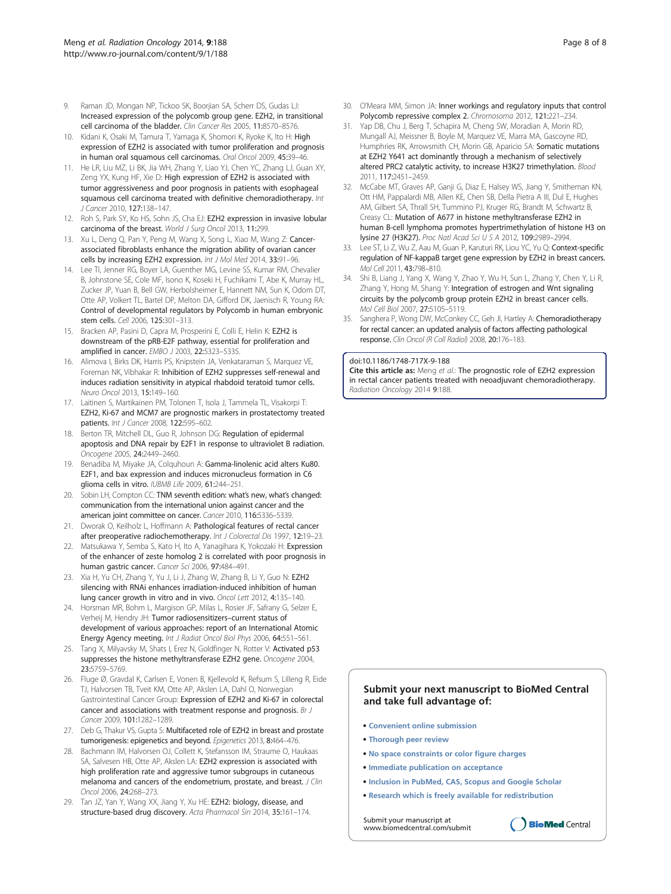9. Raman JD, Mongan NP, Tickoo SK, Boorjian SA, Scherr DS, Gudas LJ: **Increased expression of the polycomb group gene. EZH2, in transitional cell carcinoma of the bladder.** *Clin Cancer Res* 2005, **11**:8570–8576.
10. Kidani K, Osaki M, Tamura T, Yamaga K, Shomori K, Ryoke K, Ito H: **High expression of EZH2 is associated with tumor proliferation and prognosis in human oral squamous cell carcinomas.** *Oral Oncol* 2009, **45**:39–46.
11. He LR, Liu MZ, Li BK, Jia WH, Zhang Y, Liao YJ, Chen YC, Zhang LJ, Guan XY, Zeng YX, Kung HF, Xie D: **High expression of EZH2 is associated with tumor aggressiveness and poor prognosis in patients with esophageal squamous cell carcinoma treated with definitive chemoradiotherapy.** *Int J Cancer* 2010, **127**:138–147.
12. Roh S, Park SY, Ko HS, Sohn JS, Cha EJ: **EZH2 expression in invasive lobular carcinoma of the breast.** *World J Surg Oncol* 2013, **11**:299.
13. Xu L, Deng Q, Pan Y, Peng M, Wang X, Song L, Xiao M, Wang Z: **Cancer-associated fibroblasts enhance the migration ability of ovarian cancer cells by increasing EZH2 expression.** *Int J Mol Med* 2014, **33**:91–96.
14. Lee TI, Jenner RG, Boyer LA, Guenther MG, Levine SS, Kumar RM, Chevalier B, Johnstone SE, Cole MF, Isono K, Koseki H, Fuchikami T, Abe K, Murray HL, Zucker JP, Yuan B, Bell GW, Herbolsheimer E, Hannett NM, Sun K, Odom DT, Otte AP, Volkert TL, Bartel DP, Melton DA, Gifford DK, Jaenisch R, Young RA: **Control of developmental regulators by Polycomb in human embryonic stem cells.** *Cell* 2006, **125**:301–313.
15. Bracken AP, Pasini D, Capra M, Prosperini E, Colli E, Helin K: **EZH2 is downstream of the pRB-E2F pathway, essential for proliferation and amplified in cancer.** *EMBO J* 2003, **22**:5323–5335.
16. Alimova I, Birks DK, Harris PS, Knipstein JA, Venkataraman S, Marquez VE, Foreman NK, Vibhakar R: **Inhibition of EZH2 suppresses self-renewal and induces radiation sensitivity in atypical rhabdoid teratoid tumor cells.** *Neuro Oncol* 2013, **15**:149–160.
17. Laitinen S, Martikainen PM, Tolonen T, Isola J, Tammela TL, Visakorpi T: **EZH2, Ki-67 and MCM7 are prognostic markers in prostatectomy treated patients.** *Int J Cancer* 2008, **122**:595–602.
18. Berton TR, Mitchell DL, Guo R, Johnson DG: **Regulation of epidermal apoptosis and DNA repair by E2F1 in response to ultraviolet B radiation.** *Oncogene* 2005, **24**:2449–2460.
19. Benadiba M, Miyake JA, Colquhoun A: **Gamma-linolenic acid alters Ku80. E2F1, and bax expression and induces micronucleus formation in C6 glioma cells in vitro.** *IUBMB Life* 2009, **61**:244–251.
20. Sobin LH, Compton CC: **TNM seventh edition: what's new, what's changed: communication from the international union against cancer and the american joint committee on cancer.** *Cancer* 2010, **116**:5336–5339.
21. Dworak O, Keilholz L, Hoffmann A: **Pathological features of rectal cancer after preoperative radiochemotherapy.** *Int J Colorectal Dis* 1997, **12**:19–23.
22. Matsukawa Y, Semba S, Kato H, Ito A, Yanagihara K, Yokozaki H: **Expression of the enhancer of zeste homolog 2 is correlated with poor prognosis in human gastric cancer.** *Cancer Sci* 2006, **97**:484–491.
23. Xia H, Yu CH, Zhang Y, Yu J, Li J, Zhang W, Zhang B, Li Y, Guo N: **EZH2 silencing with RNAi enhances irradiation-induced inhibition of human lung cancer growth in vitro and in vivo.** *Oncol Lett* 2012, **4**:135–140.
24. Horsman MR, Bohm L, Margison GP, Milas L, Rosier JF, Safrany G, Selzer E, Verheij M, Hendry JH: **Tumor radiosensitizers–current status of development of various approaches: report of an International Atomic Energy Agency meeting.** *Int J Radiat Oncol Biol Phys* 2006, **64**:551–561.
25. Tang X, Milyavsky M, Shats I, Erez N, Goldfinger N, Rotter V: **Activated p53 suppresses the histone methyltransferase EZH2 gene.** *Oncogene* 2004, **23**:5759–5769.
26. Fluge Ø, Gravdal K, Carlsen E, Vonen B, Kjellevold K, Refsum S, Lilleng R, Eide TJ, Halvorsen TB, Tveit KM, Otte AP, Akslen LA, Dahl O, Norwegian Gastrointestinal Cancer Group: **Expression of EZH2 and Ki-67 in colorectal cancer and associations with treatment response and prognosis.** *Br J Cancer* 2009, **101**:1282–1289.
27. Deb G, Thakur VS, Gupta S: **Multifaceted role of EZH2 in breast and prostate tumorigenesis: epigenetics and beyond.** *Epigenetics* 2013, **8**:464–476.
28. Bachmann IM, Halvorsen OJ, Collett K, Stefansson IM, Straume O, Haukaas SA, Salvesen HB, Otte AP, Akslen LA: **EZH2 expression is associated with high proliferation rate and aggressive tumor subgroups in cutaneous melanoma and cancers of the endometrium, prostate, and breast.** *J Clin Oncol* 2006, **24**:268–273.
29. Tan JZ, Yan Y, Wang XX, Jiang Y, Xu HE: **EZH2: biology, disease, and structure-based drug discovery.** *Acta Pharmacol Sin* 2014, **35**:161–174.
30. O'Meara MM, Simon JA: **Inner workings and regulatory inputs that control Polycomb repressive complex 2.** *Chromosoma* 2012, **121**:221–234.
31. Yap DB, Chu J, Berg T, Schapira M, Cheng SW, Moradian A, Morin RD, Mungall AJ, Meissner B, Boyle M, Marquez VE, Marra MA, Gascoyne RD, Humphries RK, Arrowsmith CH, Morin GB, Aparicio SA: **Somatic mutations at EZH2 Y641 act dominantly through a mechanism of selectively altered PRC2 catalytic activity, to increase H3K27 trimethylation.** *Blood* 2011, **117**:2451–2459.
32. McCabe MT, Graves AP, Ganji G, Diaz E, Halsey WS, Jiang Y, Smitheman KN, Ott HM, Pappalardi MB, Allen KE, Chen SB, Della Pietra A III, Dul E, Hughes AM, Gilbert SA, Thrall SH, Tummino PJ, Kruger RG, Brandt M, Schwartz B, Creasy CL: **Mutation of A677 in histone methyltransferase EZH2 in human B-cell lymphoma promotes hypertrimethylation of histone H3 on lysine 27 (H3K27).** *Proc Natl Acad Sci U S A* 2012, **109**:2989–2994.
33. Lee ST, Li Z, Wu Z, Aau M, Guan P, Karuturi RK, Liou YC, Yu Q: **Context-specific regulation of NF-kappaB target gene expression by EZH2 in breast cancers.** *Mol Cell* 2011, **43**:798–810.
34. Shi B, Liang J, Yang X, Wang Y, Zhao Y, Wu H, Sun L, Zhang Y, Chen Y, Li R, Zhang Y, Hong M, Shang Y: **Integration of estrogen and Wnt signaling circuits by the polycomb group protein EZH2 in breast cancer cells.** *Mol Cell Biol* 2007, **27**:5105–5119.
35. Sanghera P, Wong DW, McConkey CC, Geh JI, Hartley A: **Chemoradiotherapy for rectal cancer: an updated analysis of factors affecting pathological response.** *Clin Oncol (R Coll Radiol)* 2008, **20**:176–183.

doi:10.1186/1748-717X-9-188

**Cite this article as:** Meng *et al.*: The prognostic role of EZH2 expression in rectal cancer patients treated with neoadjuvant chemoradiotherapy. *Radiation Oncology* 2014 **9**:188.

**Submit your next manuscript to BioMed Central and take full advantage of:**

- **Convenient online submission**
- **Thorough peer review**
- **No space constraints or color figure charges**
- **Immediate publication on acceptance**
- **Inclusion in PubMed, CAS, Scopus and Google Scholar**
- **Research which is freely available for redistribution**

Submit your manuscript at
www.biomedcentral.com/submit

BioMed Central